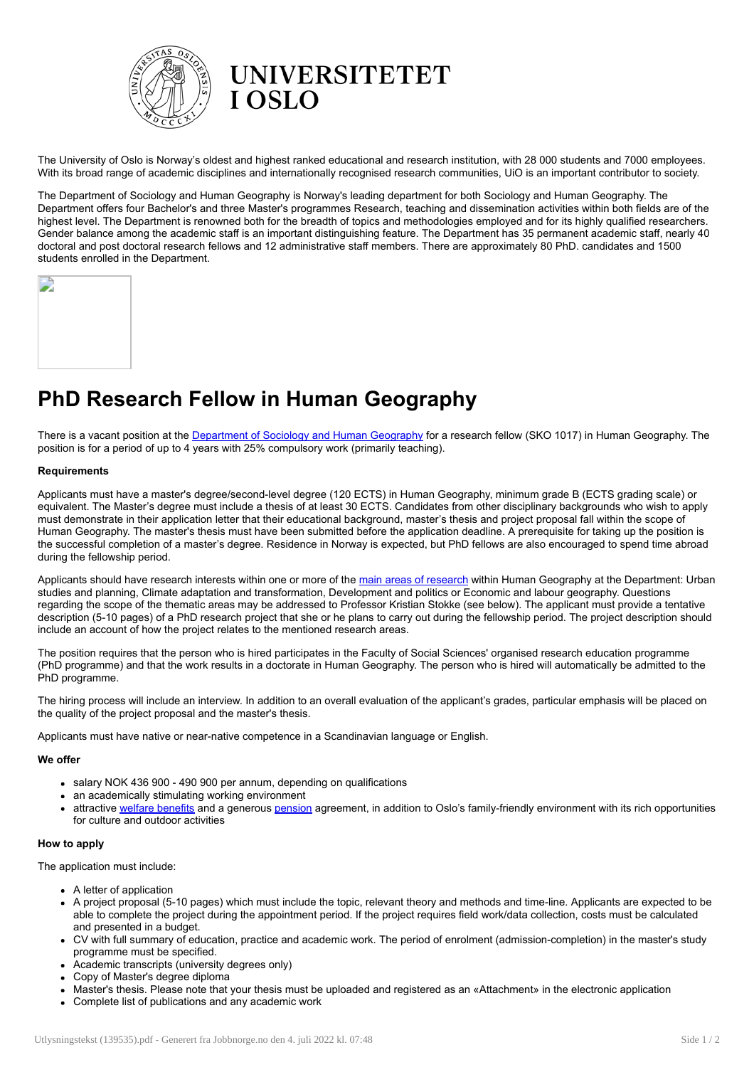# UNIVERSITETET I OSLO

The University of Oslo is Norway's oldest and highest ranked educational and research institution, with 28 000 students and 7000 employees. With its broad range of academic disciplines and internationally recognised research communities, UiO is an important contributor to society.

The Department of Sociology and Human Geography is Norway's leading department for both Sociology and Human Geography. The Department offers four Bachelor's and three Master's programmes Research, teaching and dissemination activities within both fields are of the highest level. The Department is renowned both for the breadth of topics and methodologies employed and for its highly qualified researchers. Gender balance among the academic staff is an important distinguishing feature. The Department has 35 permanent academic staff, nearly 40 doctoral and post doctoral research fellows and 12 administrative staff members. There are approximately 80 PhD. candidates and 1500 students enrolled in the Department.

# PhD Research Fellow in Human Geography

There is a vacant position at the Department of Sociology and Human Geography for a research fellow (SKO 1017) in Human Geography. The position is for a period of up to 4 years with 25% compulsory work (primarily teaching).

**Requirements**

Applicants must have a master's degree/second-level degree (120 ECTS) in Human Geography, minimum grade B (ECTS grading scale) or equivalent. The Master's degree must include a thesis of at least 30 ECTS. Candidates from other disciplinary backgrounds who wish to apply must demonstrate in their application letter that their educational background, master's thesis and project proposal fall within the scope of Human Geography. The master's thesis must have been submitted before the application deadline. A prerequisite for taking up the position is the successful completion of a master's degree. Residence in Norway is expected, but PhD fellows are also encouraged to spend time abroad during the fellowship period.

Applicants should have research interests within one or more of the main areas of research within Human Geography at the Department: Urban studies and planning, Climate adaptation and transformation, Development and politics or Economic and labour geography. Questions regarding the scope of the thematic areas may be addressed to Professor Kristian Stokke (see below). The applicant must provide a tentative description (5-10 pages) of a PhD research project that she or he plans to carry out during the fellowship period. The project description should include an account of how the project relates to the mentioned research areas.

The position requires that the person who is hired participates in the Faculty of Social Sciences' organised research education programme (PhD programme) and that the work results in a doctorate in Human Geography. The person who is hired will automatically be admitted to the PhD programme.

The hiring process will include an interview. In addition to an overall evaluation of the applicant's grades, particular emphasis will be placed on the quality of the project proposal and the master's thesis.

Applicants must have native or near-native competence in a Scandinavian language or English.

**We offer**

- salary NOK 436 900 - 490 900 per annum, depending on qualifications
- an academically stimulating working environment
- attractive welfare benefits and a generous pension agreement, in addition to Oslo's family-friendly environment with its rich opportunities for culture and outdoor activities

**How to apply**

The application must include:

- A letter of application
- A project proposal (5-10 pages) which must include the topic, relevant theory and methods and time-line. Applicants are expected to be able to complete the project during the appointment period. If the project requires field work/data collection, costs must be calculated and presented in a budget.
- CV with full summary of education, practice and academic work. The period of enrolment (admission-completion) in the master's study programme must be specified.
- Academic transcripts (university degrees only)
- Copy of Master's degree diploma
- Master's thesis. Please note that your thesis must be uploaded and registered as an «Attachment» in the electronic application
- Complete list of publications and any academic work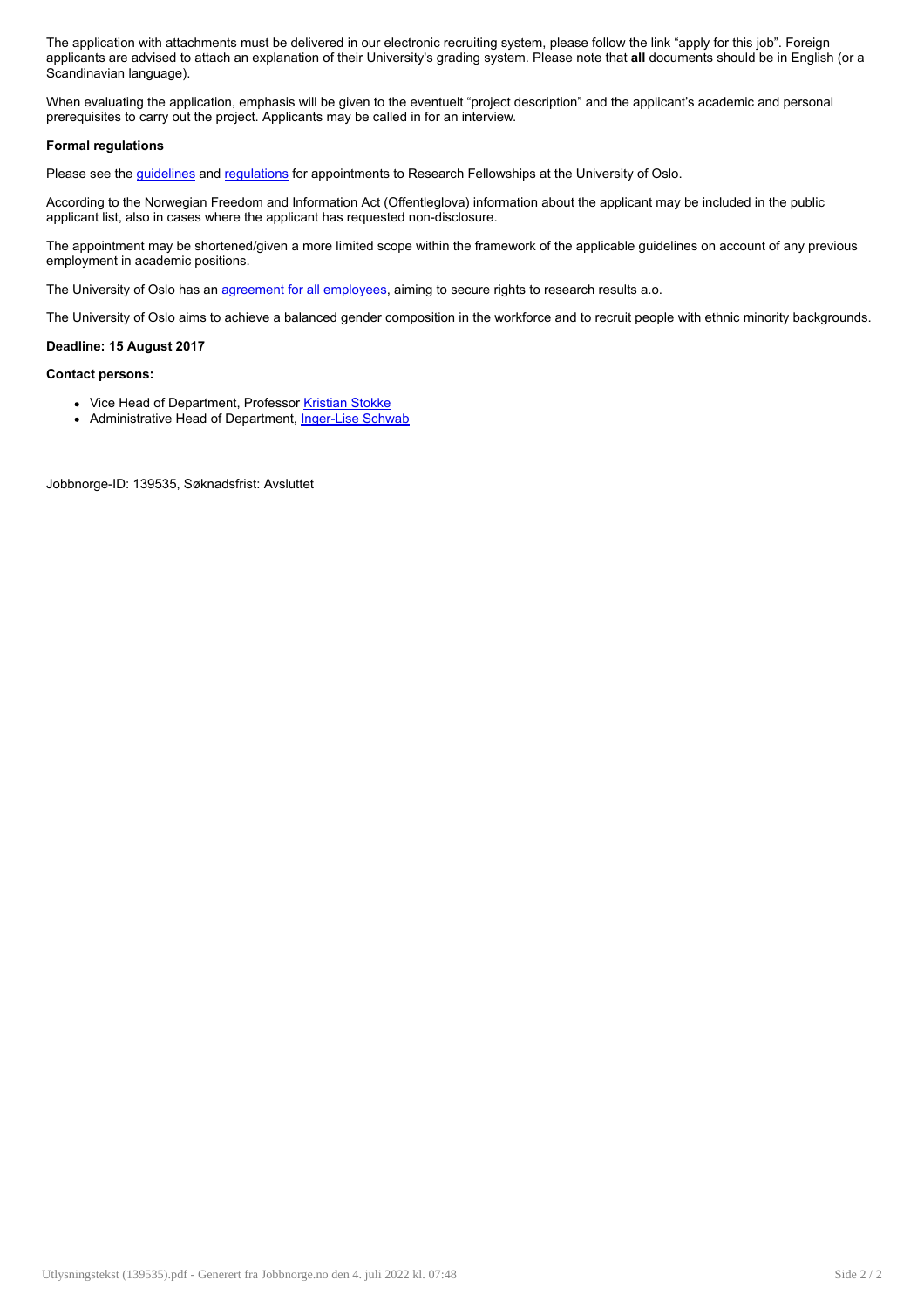The application with attachments must be delivered in our electronic recruiting system, please follow the link “apply for this job”. Foreign applicants are advised to attach an explanation of their University's grading system. Please note that **all** documents should be in English (or a Scandinavian language).

When evaluating the application, emphasis will be given to the eventuelt “project description” and the applicant’s academic and personal prerequisites to carry out the project. Applicants may be called in for an interview.

**Formal regulations**

Please see the guidelines and regulations for appointments to Research Fellowships at the University of Oslo.

According to the Norwegian Freedom and Information Act (Offentleglova) information about the applicant may be included in the public applicant list, also in cases where the applicant has requested non-disclosure.

The appointment may be shortened/given a more limited scope within the framework of the applicable guidelines on account of any previous employment in academic positions.

The University of Oslo has an agreement for all employees, aiming to secure rights to research results a.o.

The University of Oslo aims to achieve a balanced gender composition in the workforce and to recruit people with ethnic minority backgrounds.

**Deadline: 15 August 2017**

**Contact persons:**

- Vice Head of Department, Professor Kristian Stokke
- Administrative Head of Department, Inger-Lise Schwab

Jobbnorge-ID: 139535, Søknadsfrist: Avsluttet